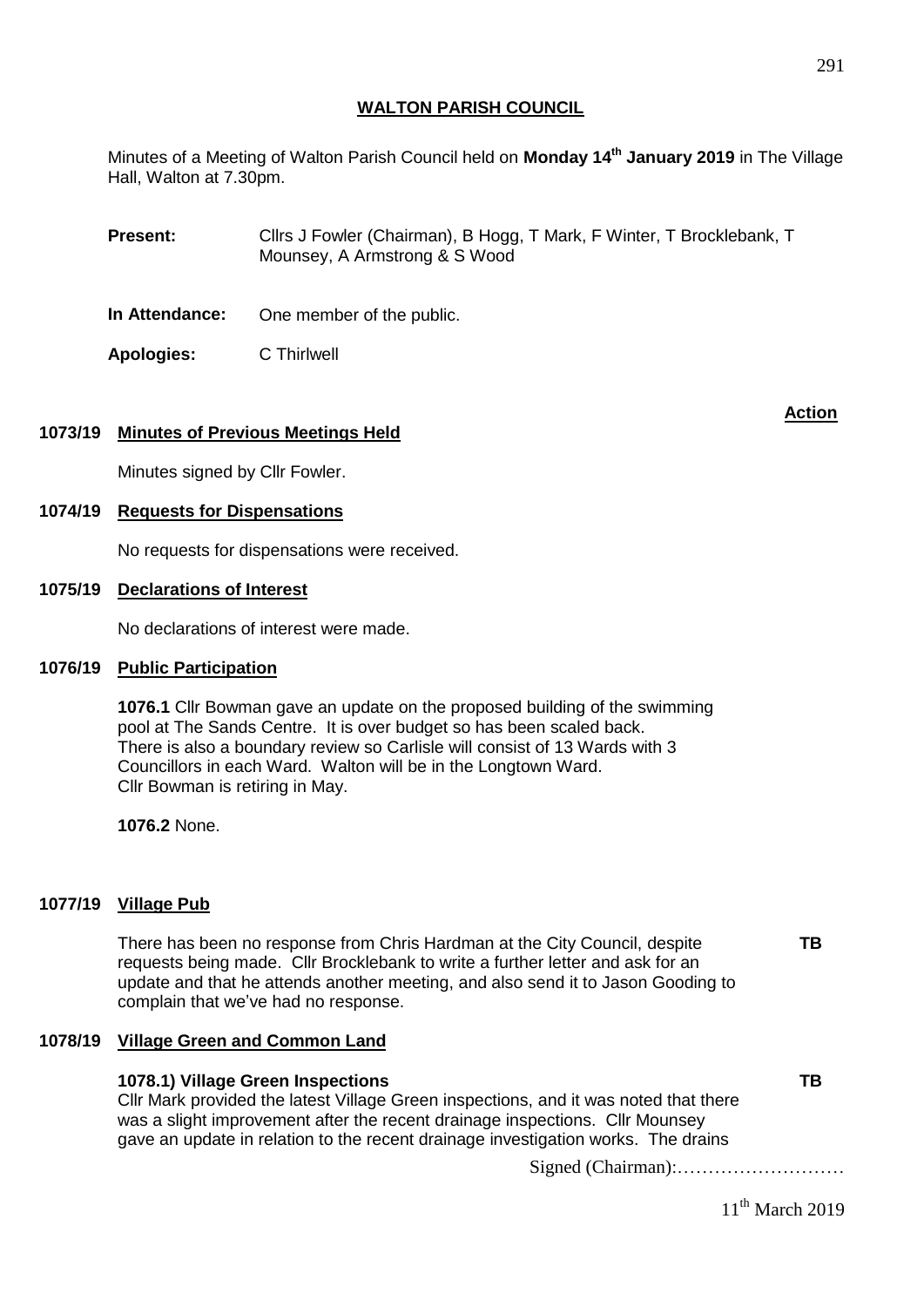# WALTON PARISH COUNCIL

Minutes of a Meeting of Walton Parish Council held on **Monday 14th January 2019** in The Village Hall, Walton at 7.30pm.

**Present:** Cllrs J Fowler (Chairman), B Hogg, T Mark, F Winter, T Brocklebank, T Mounsey, A Armstrong & S Wood

**In Attendance:** One member of the public.

**Apologies:** C Thirlwell

**Action**

## 1073/19 Minutes of Previous Meetings Held

Minutes signed by Cllr Fowler.

## 1074/19 Requests for Dispensations

No requests for dispensations were received.

## 1075/19 Declarations of Interest

No declarations of interest were made.

## 1076/19 Public Participation

**1076.1** Cllr Bowman gave an update on the proposed building of the swimming pool at The Sands Centre. It is over budget so has been scaled back. There is also a boundary review so Carlisle will consist of 13 Wards with 3 Councillors in each Ward. Walton will be in the Longtown Ward. Cllr Bowman is retiring in May.

**1076.2** None.

## 1077/19 Village Pub

There has been no response from Chris Hardman at the City Council, despite requests being made. Cllr Brocklebank to write a further letter and ask for an update and that he attends another meeting, and also send it to Jason Gooding to complain that we've had no response. **TB**

## 1078/19 Village Green and Common Land

**1078.1) Village Green Inspections** **TB**
Cllr Mark provided the latest Village Green inspections, and it was noted that there was a slight improvement after the recent drainage inspections. Cllr Mounsey gave an update in relation to the recent drainage investigation works. The drains

Signed (Chairman):………………………

11th March 2019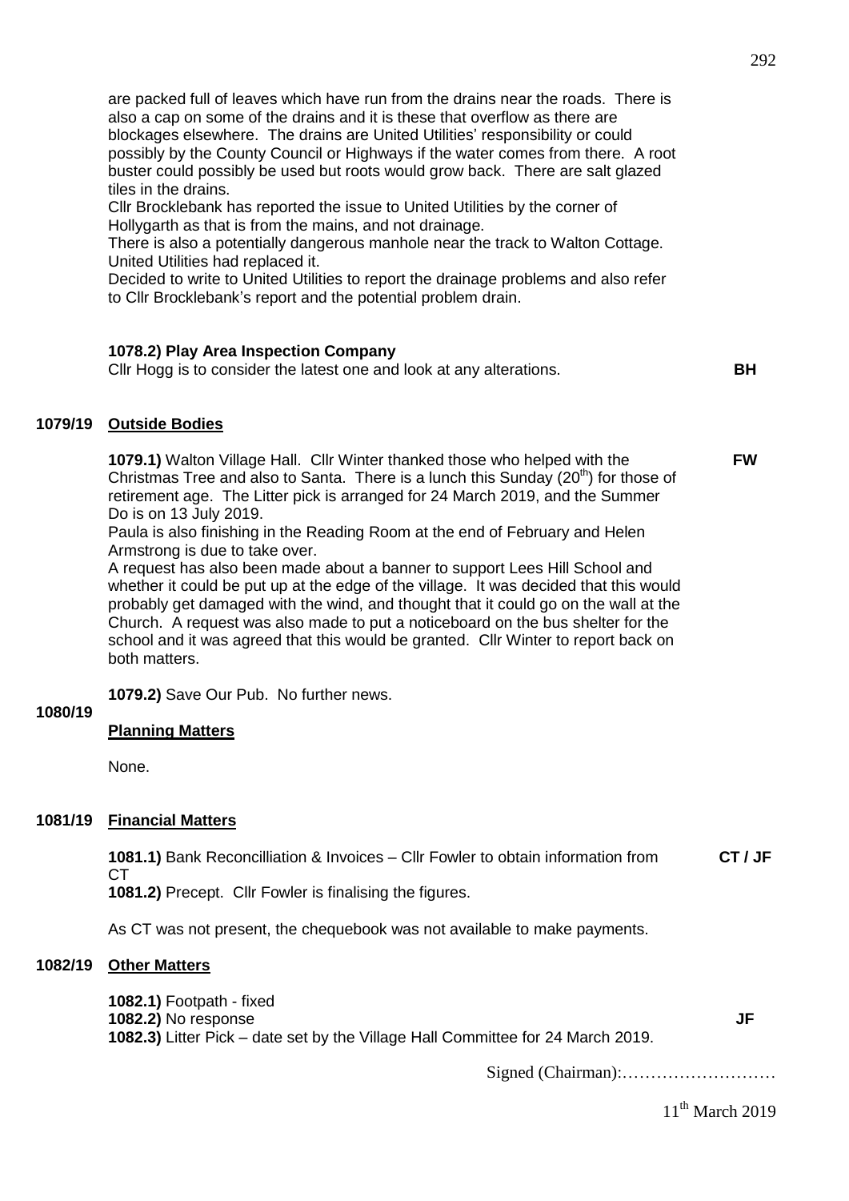are packed full of leaves which have run from the drains near the roads. There is also a cap on some of the drains and it is these that overflow as there are blockages elsewhere. The drains are United Utilities' responsibility or could possibly by the County Council or Highways if the water comes from there. A root buster could possibly be used but roots would grow back. There are salt glazed tiles in the drains.
Cllr Brocklebank has reported the issue to United Utilities by the corner of Hollygarth as that is from the mains, and not drainage.
There is also a potentially dangerous manhole near the track to Walton Cottage. United Utilities had replaced it.
Decided to write to United Utilities to report the drainage problems and also refer to Cllr Brocklebank's report and the potential problem drain.

**1078.2) Play Area Inspection Company**
Cllr Hogg is to consider the latest one and look at any alterations. **BH**

## 1079/19 Outside Bodies

**1079.1)** Walton Village Hall. Cllr Winter thanked those who helped with the Christmas Tree and also to Santa. There is a lunch this Sunday (20th) for those of retirement age. The Litter pick is arranged for 24 March 2019, and the Summer Do is on 13 July 2019. **FW**
Paula is also finishing in the Reading Room at the end of February and Helen Armstrong is due to take over.
A request has also been made about a banner to support Lees Hill School and whether it could be put up at the edge of the village. It was decided that this would probably get damaged with the wind, and thought that it could go on the wall at the Church. A request was also made to put a noticeboard on the bus shelter for the school and it was agreed that this would be granted. Cllr Winter to report back on both matters.

**1079.2)** Save Our Pub. No further news.

## 1080/19 Planning Matters

None.

## 1081/19 Financial Matters

**1081.1)** Bank Reconcilliation & Invoices – Cllr Fowler to obtain information from CT **CT / JF**
**1081.2)** Precept. Cllr Fowler is finalising the figures.

As CT was not present, the chequebook was not available to make payments.

## 1082/19 Other Matters

**1082.1)** Footpath - fixed
**1082.2)** No response **JF**
**1082.3)** Litter Pick – date set by the Village Hall Committee for 24 March 2019.

Signed (Chairman):………………………

11th March 2019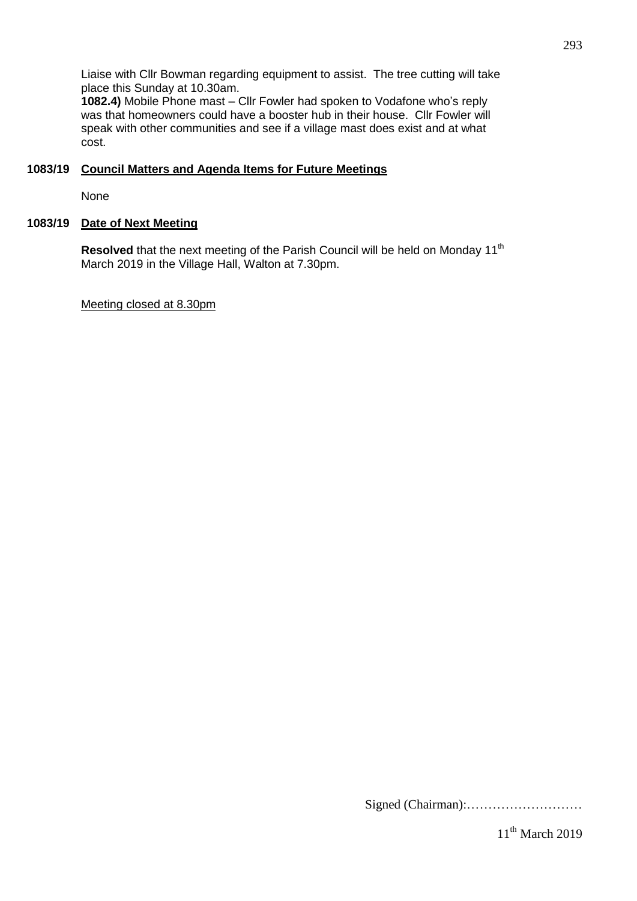Liaise with Cllr Bowman regarding equipment to assist. The tree cutting will take place this Sunday at 10.30am.

**1082.4)** Mobile Phone mast – Cllr Fowler had spoken to Vodafone who's reply was that homeowners could have a booster hub in their house. Cllr Fowler will speak with other communities and see if a village mast does exist and at what cost.

**1083/19 Council Matters and Agenda Items for Future Meetings**

None

**1083/19 Date of Next Meeting**

**Resolved** that the next meeting of the Parish Council will be held on Monday 11th March 2019 in the Village Hall, Walton at 7.30pm.

Meeting closed at 8.30pm

Signed (Chairman):………………………

11th March 2019